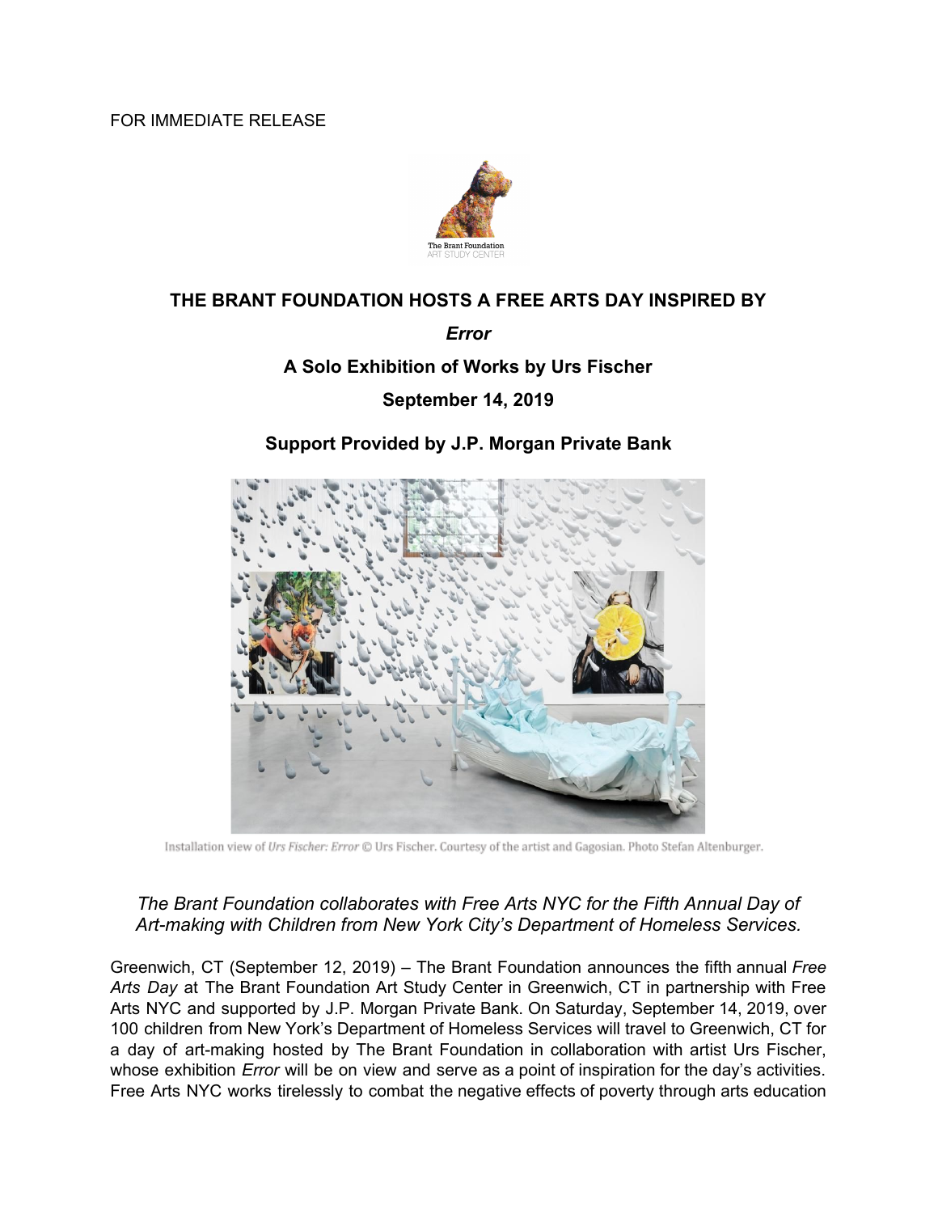FOR IMMEDIATE RELEASE

The Brant Foundation
ART STUDY CENTER

# THE BRANT FOUNDATION HOSTS A FREE ARTS DAY INSPIRED BY

## *Error*

## A Solo Exhibition of Works by Urs Fischer

## September 14, 2019

## Support Provided by J.P. Morgan Private Bank

Installation view of *Urs Fischer: Error* © Urs Fischer. Courtesy of the artist and Gagosian. Photo Stefan Altenburger.

*The Brant Foundation collaborates with Free Arts NYC for the Fifth Annual Day of Art-making with Children from New York City's Department of Homeless Services.*

Greenwich, CT (September 12, 2019) – The Brant Foundation announces the fifth annual *Free Arts Day* at The Brant Foundation Art Study Center in Greenwich, CT in partnership with Free Arts NYC and supported by J.P. Morgan Private Bank. On Saturday, September 14, 2019, over 100 children from New York's Department of Homeless Services will travel to Greenwich, CT for a day of art-making hosted by The Brant Foundation in collaboration with artist Urs Fischer, whose exhibition *Error* will be on view and serve as a point of inspiration for the day's activities. Free Arts NYC works tirelessly to combat the negative effects of poverty through arts education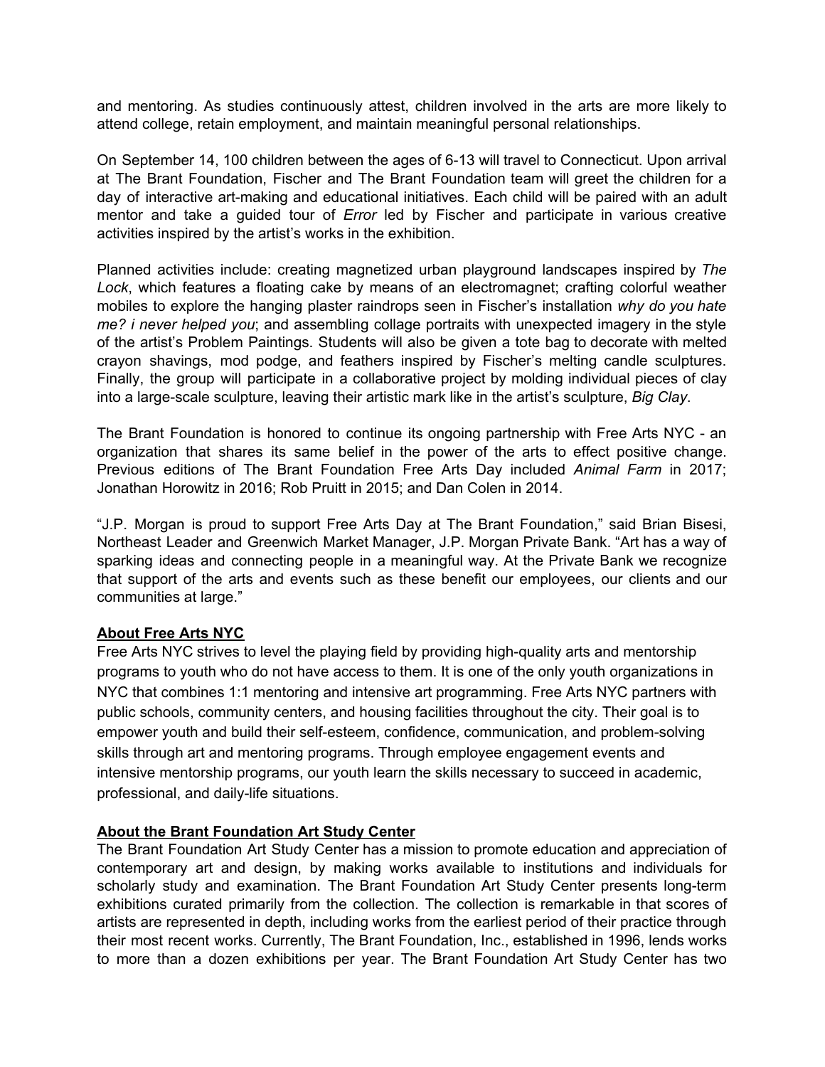and mentoring. As studies continuously attest, children involved in the arts are more likely to attend college, retain employment, and maintain meaningful personal relationships.

On September 14, 100 children between the ages of 6-13 will travel to Connecticut. Upon arrival at The Brant Foundation, Fischer and The Brant Foundation team will greet the children for a day of interactive art-making and educational initiatives. Each child will be paired with an adult mentor and take a guided tour of *Error* led by Fischer and participate in various creative activities inspired by the artist's works in the exhibition.

Planned activities include: creating magnetized urban playground landscapes inspired by *The Lock*, which features a floating cake by means of an electromagnet; crafting colorful weather mobiles to explore the hanging plaster raindrops seen in Fischer's installation *why do you hate me? i never helped you*; and assembling collage portraits with unexpected imagery in the style of the artist's Problem Paintings. Students will also be given a tote bag to decorate with melted crayon shavings, mod podge, and feathers inspired by Fischer's melting candle sculptures. Finally, the group will participate in a collaborative project by molding individual pieces of clay into a large-scale sculpture, leaving their artistic mark like in the artist's sculpture, *Big Clay*.

The Brant Foundation is honored to continue its ongoing partnership with Free Arts NYC - an organization that shares its same belief in the power of the arts to effect positive change. Previous editions of The Brant Foundation Free Arts Day included *Animal Farm* in 2017; Jonathan Horowitz in 2016; Rob Pruitt in 2015; and Dan Colen in 2014.

"J.P. Morgan is proud to support Free Arts Day at The Brant Foundation," said Brian Bisesi, Northeast Leader and Greenwich Market Manager, J.P. Morgan Private Bank. "Art has a way of sparking ideas and connecting people in a meaningful way. At the Private Bank we recognize that support of the arts and events such as these benefit our employees, our clients and our communities at large."

**About Free Arts NYC**

Free Arts NYC strives to level the playing field by providing high-quality arts and mentorship programs to youth who do not have access to them. It is one of the only youth organizations in NYC that combines 1:1 mentoring and intensive art programming. Free Arts NYC partners with public schools, community centers, and housing facilities throughout the city. Their goal is to empower youth and build their self-esteem, confidence, communication, and problem-solving skills through art and mentoring programs. Through employee engagement events and intensive mentorship programs, our youth learn the skills necessary to succeed in academic, professional, and daily-life situations.

**About the Brant Foundation Art Study Center**

The Brant Foundation Art Study Center has a mission to promote education and appreciation of contemporary art and design, by making works available to institutions and individuals for scholarly study and examination. The Brant Foundation Art Study Center presents long-term exhibitions curated primarily from the collection. The collection is remarkable in that scores of artists are represented in depth, including works from the earliest period of their practice through their most recent works. Currently, The Brant Foundation, Inc., established in 1996, lends works to more than a dozen exhibitions per year. The Brant Foundation Art Study Center has two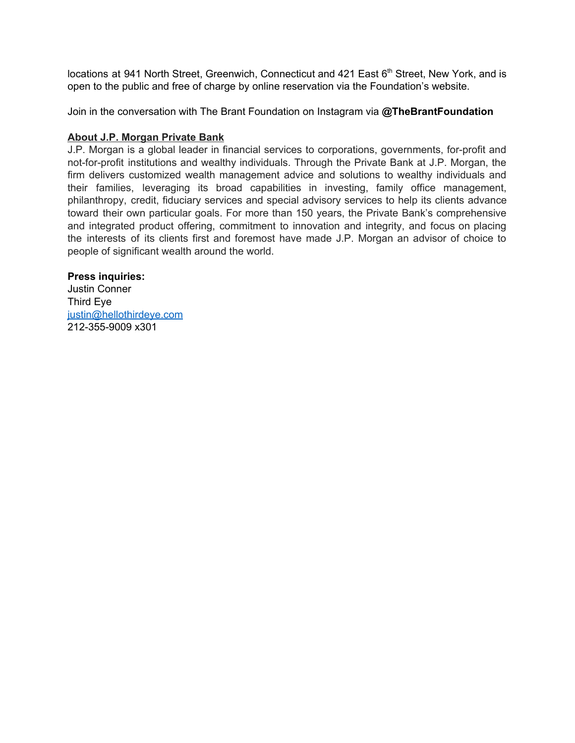locations at 941 North Street, Greenwich, Connecticut and 421 East 6th Street, New York, and is open to the public and free of charge by online reservation via the Foundation's website.

Join in the conversation with The Brant Foundation on Instagram via **@TheBrantFoundation**

**About J.P. Morgan Private Bank**

J.P. Morgan is a global leader in financial services to corporations, governments, for-profit and not-for-profit institutions and wealthy individuals. Through the Private Bank at J.P. Morgan, the firm delivers customized wealth management advice and solutions to wealthy individuals and their families, leveraging its broad capabilities in investing, family office management, philanthropy, credit, fiduciary services and special advisory services to help its clients advance toward their own particular goals. For more than 150 years, the Private Bank's comprehensive and integrated product offering, commitment to innovation and integrity, and focus on placing the interests of its clients first and foremost have made J.P. Morgan an advisor of choice to people of significant wealth around the world.

**Press inquiries:**
Justin Conner
Third Eye
justin@hellothirdeye.com
212-355-9009 x301